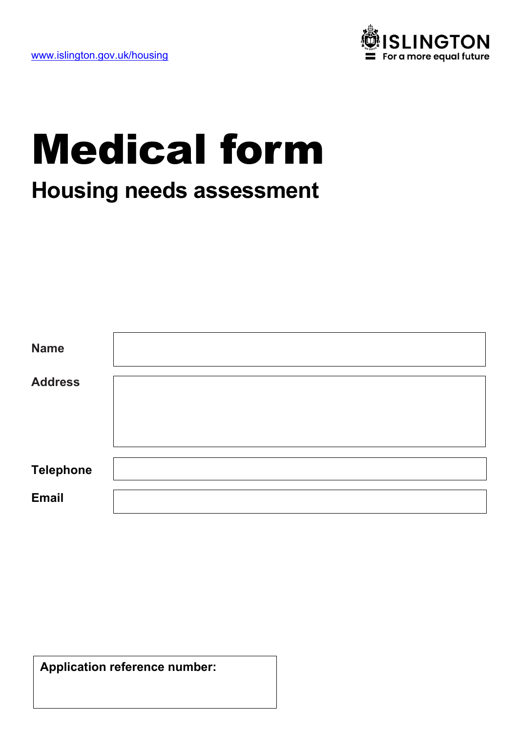www.islington.gov.uk/housing

ISLINGTON
For a more equal future

# Medical form

## Housing needs assessment

| | |
|---|---|
| **Name** | |
| **Address** | |
| **Telephone** | |
| **Email** | |

**Application reference number:**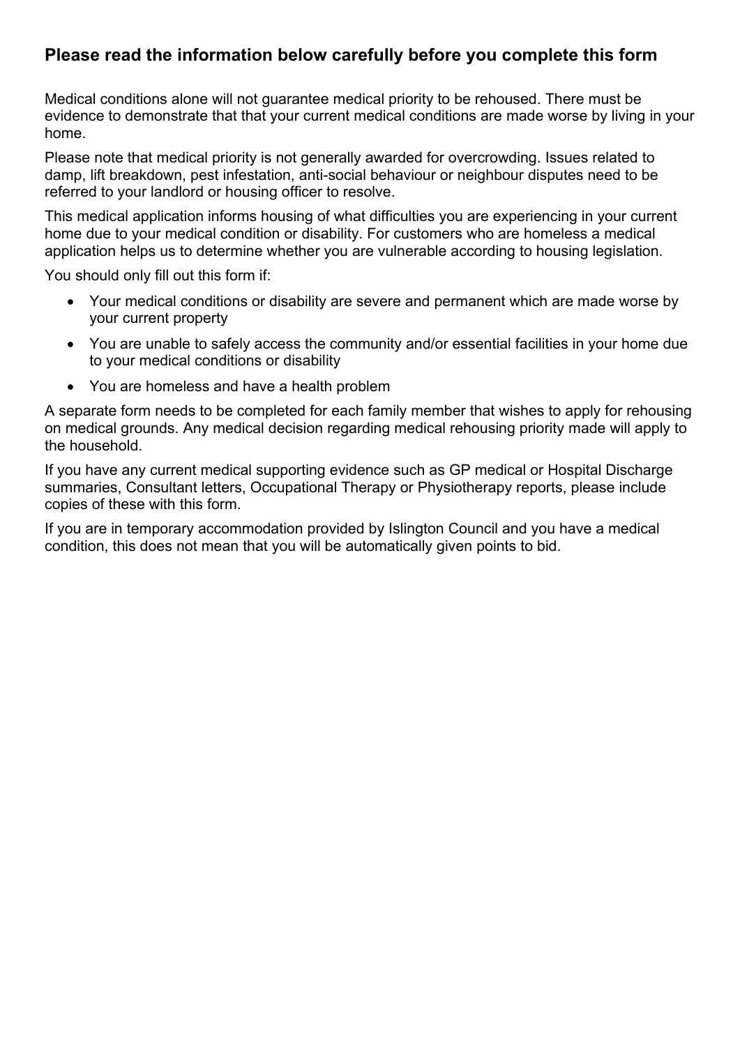## Please read the information below carefully before you complete this form

Medical conditions alone will not guarantee medical priority to be rehoused. There must be evidence to demonstrate that that your current medical conditions are made worse by living in your home.

Please note that medical priority is not generally awarded for overcrowding. Issues related to damp, lift breakdown, pest infestation, anti-social behaviour or neighbour disputes need to be referred to your landlord or housing officer to resolve.

This medical application informs housing of what difficulties you are experiencing in your current home due to your medical condition or disability. For customers who are homeless a medical application helps us to determine whether you are vulnerable according to housing legislation.

You should only fill out this form if:

- Your medical conditions or disability are severe and permanent which are made worse by your current property
- You are unable to safely access the community and/or essential facilities in your home due to your medical conditions or disability
- You are homeless and have a health problem

A separate form needs to be completed for each family member that wishes to apply for rehousing on medical grounds. Any medical decision regarding medical rehousing priority made will apply to the household.

If you have any current medical supporting evidence such as GP medical or Hospital Discharge summaries, Consultant letters, Occupational Therapy or Physiotherapy reports, please include copies of these with this form.

If you are in temporary accommodation provided by Islington Council and you have a medical condition, this does not mean that you will be automatically given points to bid.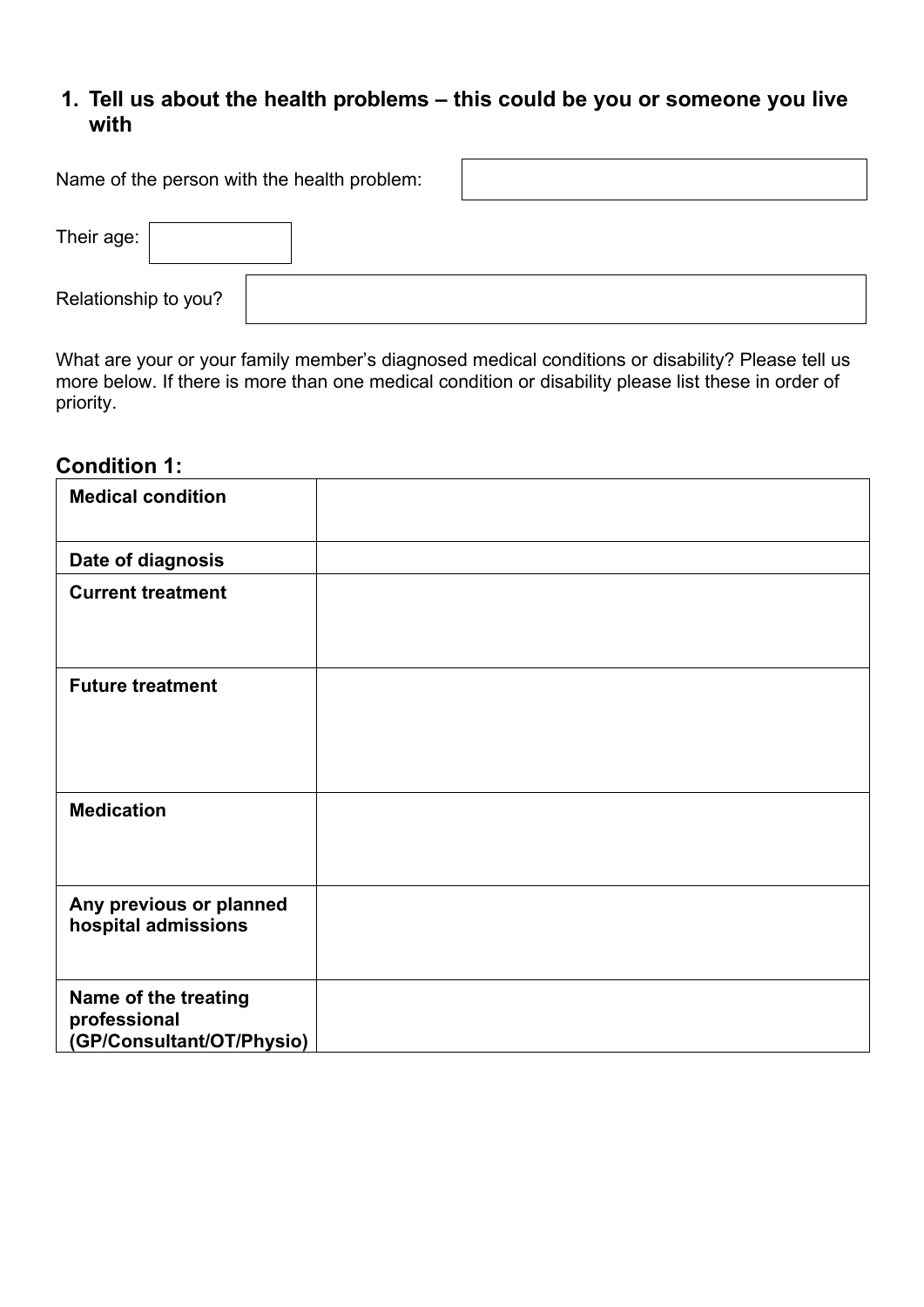## 1. Tell us about the health problems – this could be you or someone you live with

Name of the person with the health problem:

Their age:

Relationship to you?

What are your or your family member's diagnosed medical conditions or disability? Please tell us more below. If there is more than one medical condition or disability please list these in order of priority.

### Condition 1:

| | |
|---|---|
| **Medical condition** | |
| **Date of diagnosis** | |
| **Current treatment** | |
| **Future treatment** | |
| **Medication** | |
| **Any previous or planned hospital admissions** | |
| **Name of the treating professional (GP/Consultant/OT/Physio)** | |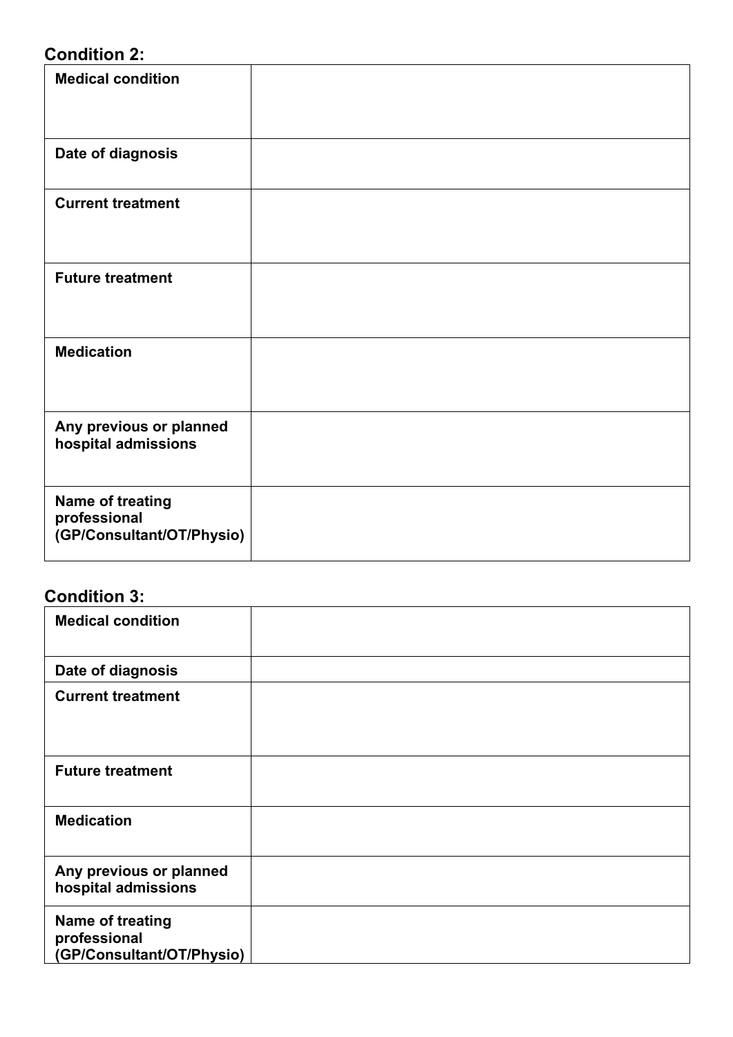## Condition 2:

| | |
|---|---|
| **Medical condition** | |
| **Date of diagnosis** | |
| **Current treatment** | |
| **Future treatment** | |
| **Medication** | |
| **Any previous or planned hospital admissions** | |
| **Name of treating professional (GP/Consultant/OT/Physio)** | |

## Condition 3:

| | |
|---|---|
| **Medical condition** | |
| **Date of diagnosis** | |
| **Current treatment** | |
| **Future treatment** | |
| **Medication** | |
| **Any previous or planned hospital admissions** | |
| **Name of treating professional (GP/Consultant/OT/Physio)** | |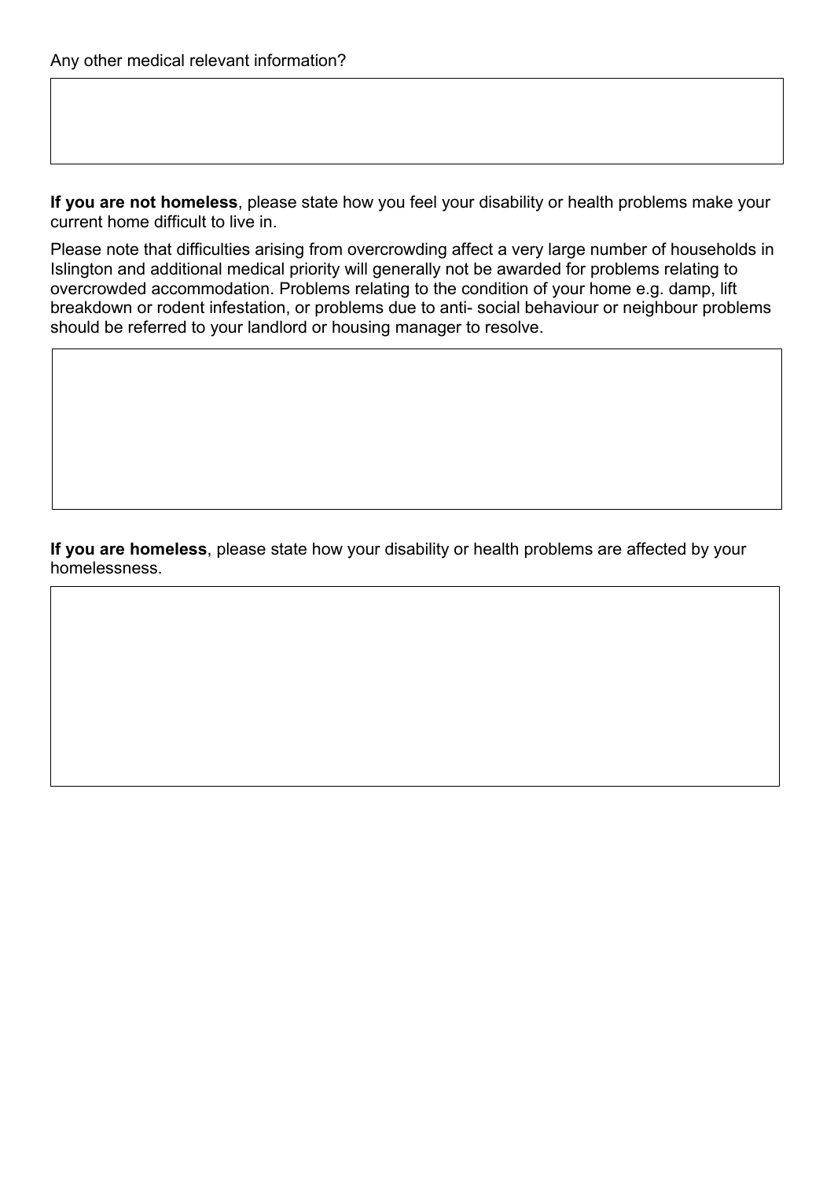Any other medical relevant information?

**If you are not homeless**, please state how you feel your disability or health problems make your current home difficult to live in.

Please note that difficulties arising from overcrowding affect a very large number of households in Islington and additional medical priority will generally not be awarded for problems relating to overcrowded accommodation. Problems relating to the condition of your home e.g. damp, lift breakdown or rodent infestation, or problems due to anti- social behaviour or neighbour problems should be referred to your landlord or housing manager to resolve.

**If you are homeless**, please state how your disability or health problems are affected by your homelessness.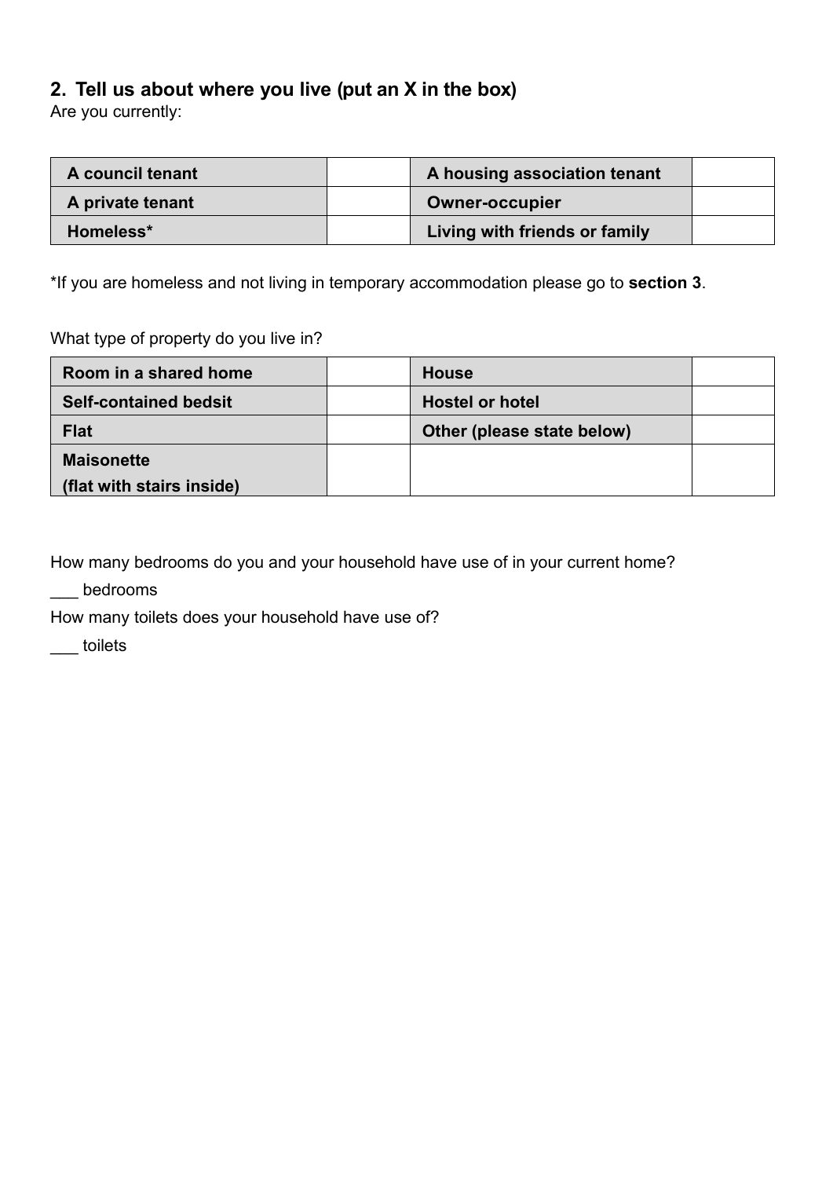## 2. Tell us about where you live (put an X in the box)

Are you currently:

| A council tenant | | A housing association tenant | |
|---|---|---|---|
| A private tenant | | Owner-occupier | |
| Homeless* | | Living with friends or family | |

*If you are homeless and not living in temporary accommodation please go to **section 3**.

What type of property do you live in?

| Room in a shared home | | House | |
|---|---|---|---|
| Self-contained bedsit | | Hostel or hotel | |
| Flat | | Other (please state below) | |
| Maisonette (flat with stairs inside) | | | |

How many bedrooms do you and your household have use of in your current home?

___ bedrooms

How many toilets does your household have use of?

___ toilets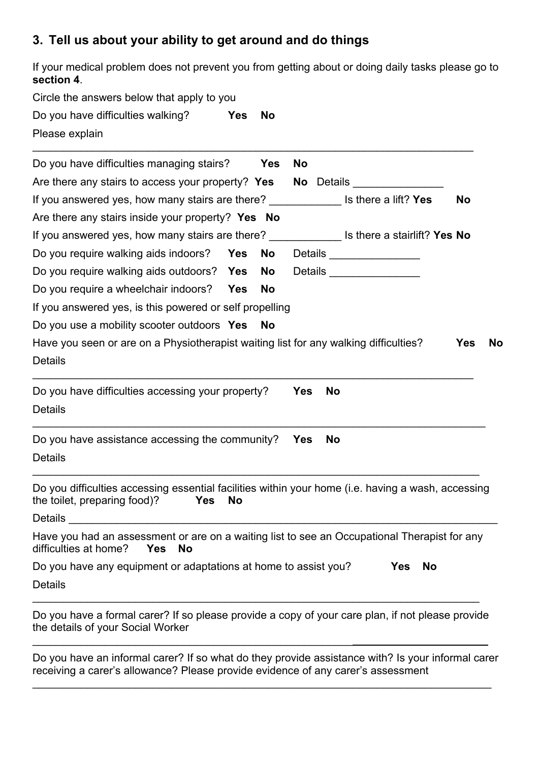## 3. Tell us about your ability to get around and do things

If your medical problem does not prevent you from getting about or doing daily tasks please go to **section 4**.

Circle the answers below that apply to you

Do you have difficulties walking? **Yes No**

Please explain

_______________________________________________________________________________

Do you have difficulties managing stairs? **Yes No**

Are there any stairs to access your property? **Yes No** Details _______________

If you answered yes, how many stairs are there? ____________ Is there a lift? **Yes No**

Are there any stairs inside your property? **Yes No**

If you answered yes, how many stairs are there? ____________ Is there a stairlift? **Yes No**

Do you require walking aids indoors? **Yes No** Details _______________

Do you require walking aids outdoors? **Yes No** Details _______________

Do you require a wheelchair indoors? **Yes No**

If you answered yes, is this powered or self propelling

Do you use a mobility scooter outdoors **Yes No**

Have you seen or are on a Physiotherapist waiting list for any walking difficulties? **Yes No**

Details

_______________________________________________________________________________

Do you have difficulties accessing your property? **Yes No**

Details

_______________________________________________________________________________

Do you have assistance accessing the community? **Yes No**

Details

_______________________________________________________________________________

Do you difficulties accessing essential facilities within your home (i.e. having a wash, accessing the toilet, preparing food)? **Yes No**

Details _________________________________________________________________________

Have you had an assessment or are on a waiting list to see an Occupational Therapist for any difficulties at home? **Yes No**

Do you have any equipment or adaptations at home to assist you? **Yes No**

Details

_______________________________________________________________________________

Do you have a formal carer? If so please provide a copy of your care plan, if not please provide the details of your Social Worker

_______________________________________________________________________________

Do you have an informal carer? If so what do they provide assistance with? Is your informal carer receiving a carer's allowance? Please provide evidence of any carer's assessment

_______________________________________________________________________________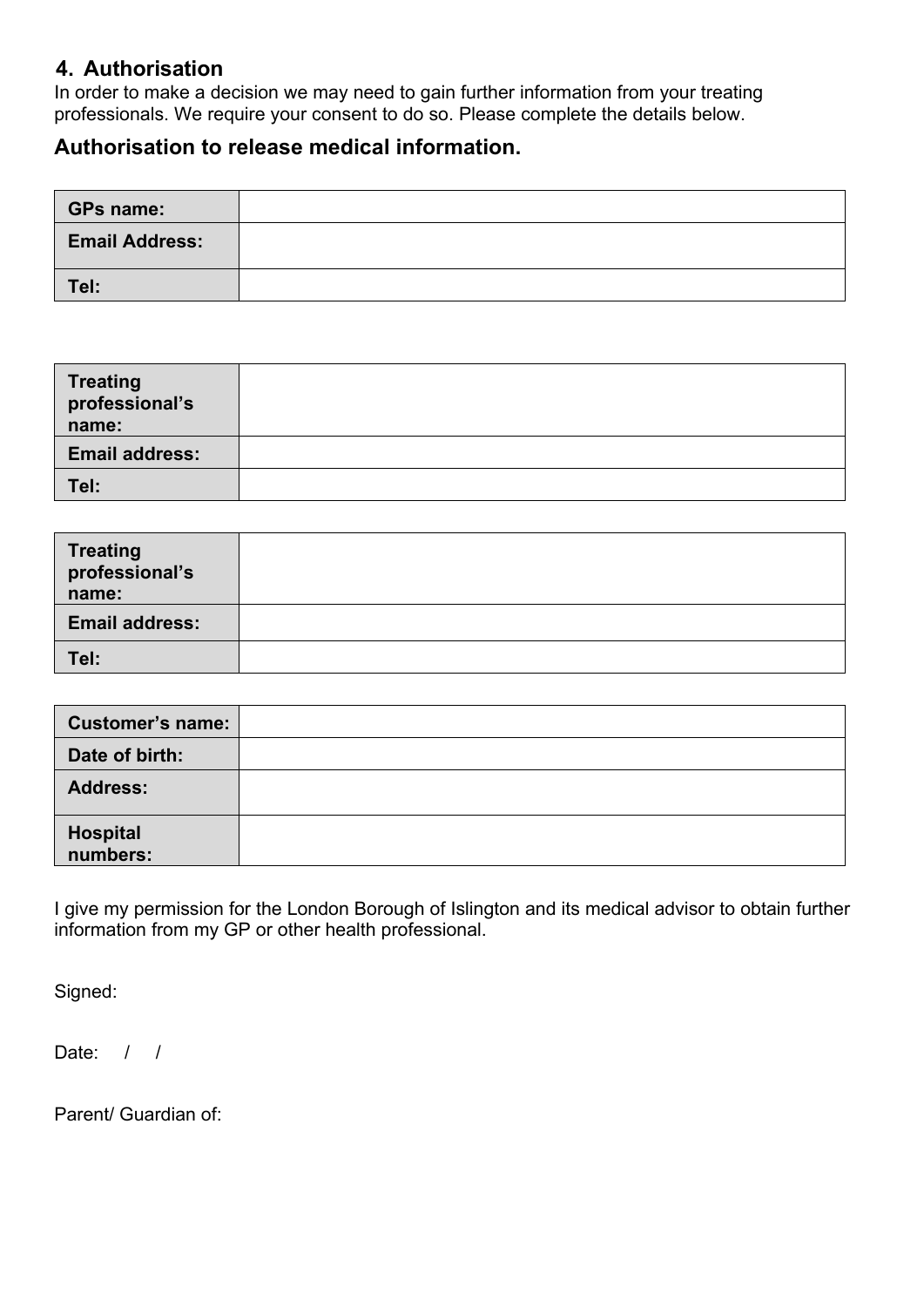## 4. Authorisation

In order to make a decision we may need to gain further information from your treating professionals. We require your consent to do so. Please complete the details below.

### Authorisation to release medical information.

| | |
|---|---|
| **GPs name:** | |
| **Email Address:** | |
| **Tel:** | |

| | |
|---|---|
| **Treating professional's name:** | |
| **Email address:** | |
| **Tel:** | |

| | |
|---|---|
| **Treating professional's name:** | |
| **Email address:** | |
| **Tel:** | |

| | |
|---|---|
| **Customer's name:** | |
| **Date of birth:** | |
| **Address:** | |
| **Hospital numbers:** | |

I give my permission for the London Borough of Islington and its medical advisor to obtain further information from my GP or other health professional.

Signed:

Date: / /

Parent/ Guardian of: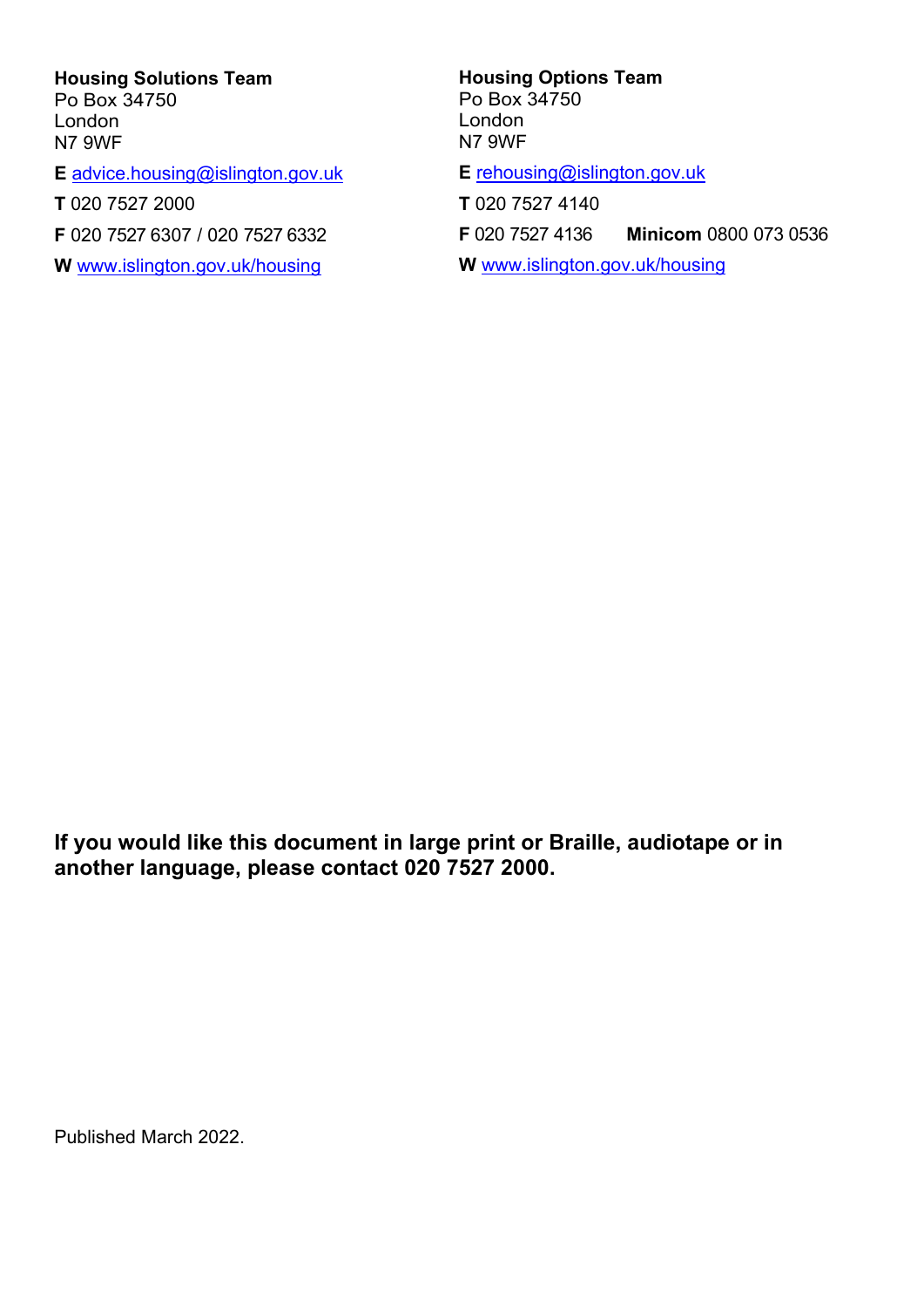**Housing Solutions Team**
Po Box 34750
London
N7 9WF

**E** advice.housing@islington.gov.uk

**T** 020 7527 2000

**F** 020 7527 6307 / 020 7527 6332

**W** www.islington.gov.uk/housing

**Housing Options Team**
Po Box 34750
London
N7 9WF

**E** rehousing@islington.gov.uk

**T** 020 7527 4140

**F** 020 7527 4136 **Minicom** 0800 073 0536

**W** www.islington.gov.uk/housing

**If you would like this document in large print or Braille, audiotape or in another language, please contact 020 7527 2000.**

Published March 2022.